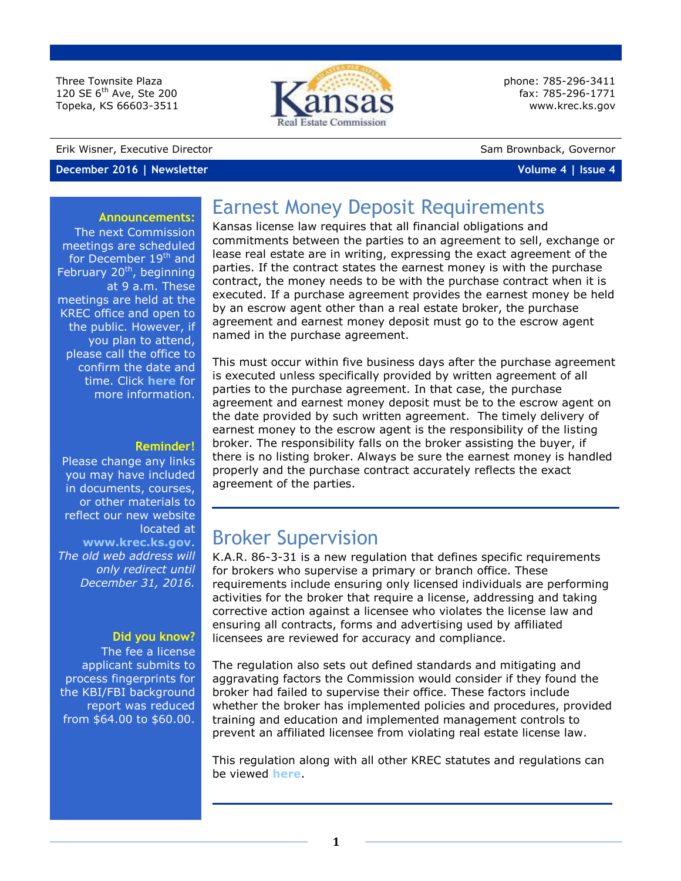Three Townsite Plaza
120 SE 6th Ave, Ste 200
Topeka, KS 66603-3511

Kansas Real Estate Commission

phone: 785-296-3411
fax: 785-296-1771
www.krec.ks.gov

Erik Wisner, Executive Director

Sam Brownback, Governor

**December 2016 | Newsletter** — **Volume 4 | Issue 4**

## Earnest Money Deposit Requirements

Kansas license law requires that all financial obligations and commitments between the parties to an agreement to sell, exchange or lease real estate are in writing, expressing the exact agreement of the parties. If the contract states the earnest money is with the purchase contract, the money needs to be with the purchase contract when it is executed. If a purchase agreement provides the earnest money be held by an escrow agent other than a real estate broker, the purchase agreement and earnest money deposit must go to the escrow agent named in the purchase agreement.

This must occur within five business days after the purchase agreement is executed unless specifically provided by written agreement of all parties to the purchase agreement. In that case, the purchase agreement and earnest money deposit must be to the escrow agent on the date provided by such written agreement. The timely delivery of earnest money to the escrow agent is the responsibility of the listing broker. The responsibility falls on the broker assisting the buyer, if there is no listing broker. Always be sure the earnest money is handled properly and the purchase contract accurately reflects the exact agreement of the parties.

## Broker Supervision

K.A.R. 86-3-31 is a new regulation that defines specific requirements for brokers who supervise a primary or branch office. These requirements include ensuring only licensed individuals are performing activities for the broker that require a license, addressing and taking corrective action against a licensee who violates the license law and ensuring all contracts, forms and advertising used by affiliated licensees are reviewed for accuracy and compliance.

The regulation also sets out defined standards and mitigating and aggravating factors the Commission would consider if they found the broker had failed to supervise their office. These factors include whether the broker has implemented policies and procedures, provided training and education and implemented management controls to prevent an affiliated licensee from violating real estate license law.

This regulation along with all other KREC statutes and regulations can be viewed **here**.

**Announcements:**
The next Commission meetings are scheduled for December 19th and February 20th, beginning at 9 a.m. These meetings are held at the KREC office and open to the public. However, if you plan to attend, please call the office to confirm the date and time. Click **here** for more information.

**Reminder!**
Please change any links you may have included in documents, courses, or other materials to reflect our new website located at **www.krec.ks.gov**. *The old web address will only redirect until December 31, 2016.*

**Did you know?**
The fee a license applicant submits to process fingerprints for the KBI/FBI background report was reduced from $64.00 to $60.00.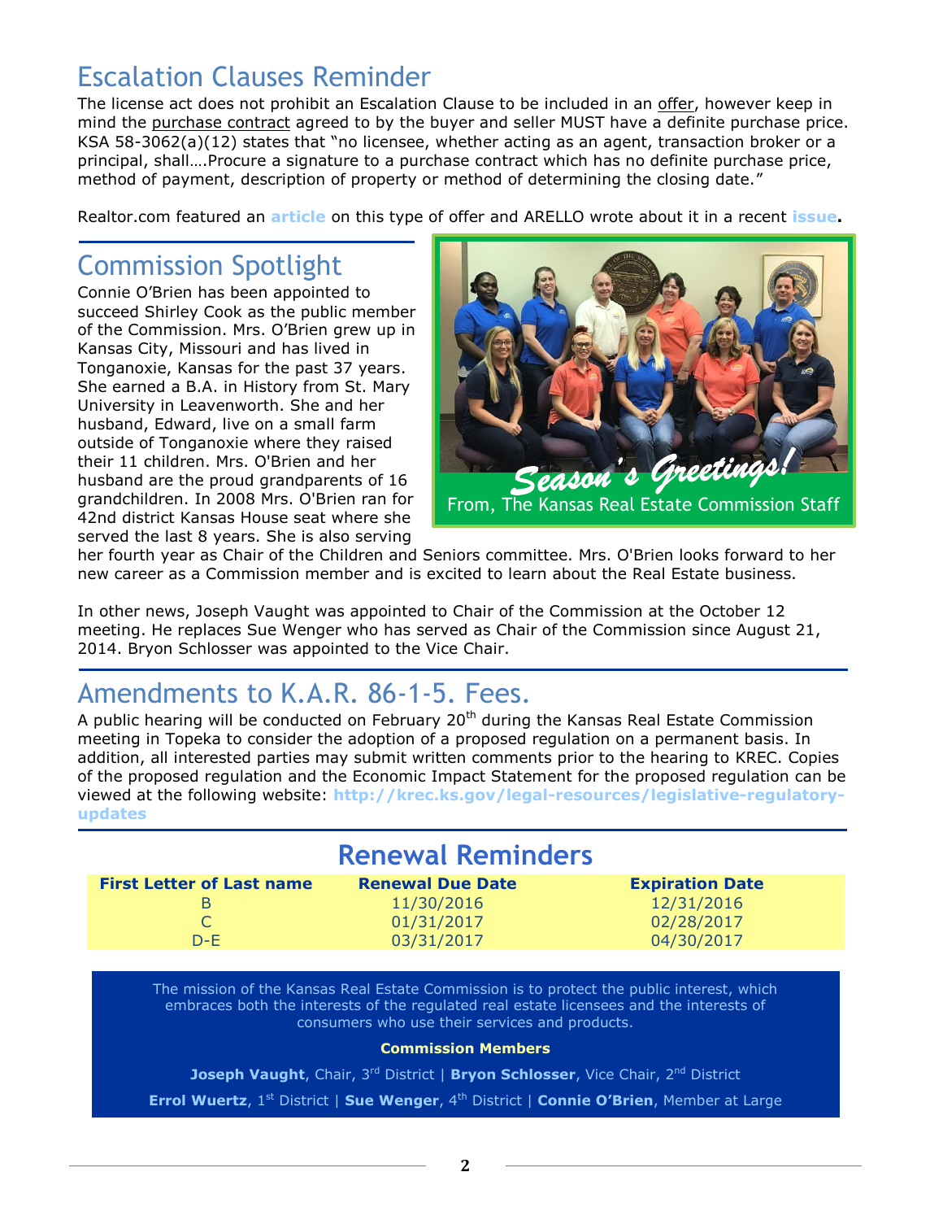## Escalation Clauses Reminder

The license act does not prohibit an Escalation Clause to be included in an offer, however keep in mind the purchase contract agreed to by the buyer and seller MUST have a definite purchase price. KSA 58-3062(a)(12) states that "no licensee, whether acting as an agent, transaction broker or a principal, shall….Procure a signature to a purchase contract which has no definite purchase price, method of payment, description of property or method of determining the closing date."

Realtor.com featured an **article** on this type of offer and ARELLO wrote about it in a recent **issue.**

## Commission Spotlight

Connie O'Brien has been appointed to succeed Shirley Cook as the public member of the Commission. Mrs. O'Brien grew up in Kansas City, Missouri and has lived in Tonganoxie, Kansas for the past 37 years. She earned a B.A. in History from St. Mary University in Leavenworth. She and her husband, Edward, live on a small farm outside of Tonganoxie where they raised their 11 children. Mrs. O'Brien and her husband are the proud grandparents of 16 grandchildren. In 2008 Mrs. O'Brien ran for 42nd district Kansas House seat where she served the last 8 years. She is also serving her fourth year as Chair of the Children and Seniors committee. Mrs. O'Brien looks forward to her new career as a Commission member and is excited to learn about the Real Estate business.

*Season's Greetings!*

From, The Kansas Real Estate Commission Staff

In other news, Joseph Vaught was appointed to Chair of the Commission at the October 12 meeting. He replaces Sue Wenger who has served as Chair of the Commission since August 21, 2014. Bryon Schlosser was appointed to the Vice Chair.

## Amendments to K.A.R. 86-1-5. Fees.

A public hearing will be conducted on February 20th during the Kansas Real Estate Commission meeting in Topeka to consider the adoption of a proposed regulation on a permanent basis. In addition, all interested parties may submit written comments prior to the hearing to KREC. Copies of the proposed regulation and the Economic Impact Statement for the proposed regulation can be viewed at the following website: **http://krec.ks.gov/legal-resources/legislative-regulatory-updates**

## Renewal Reminders

| First Letter of Last name | Renewal Due Date | Expiration Date |
|---|---|---|
| B | 11/30/2016 | 12/31/2016 |
| C | 01/31/2017 | 02/28/2017 |
| D-E | 03/31/2017 | 04/30/2017 |

The mission of the Kansas Real Estate Commission is to protect the public interest, which embraces both the interests of the regulated real estate licensees and the interests of consumers who use their services and products.

**Commission Members**

**Joseph Vaught**, Chair, 3rd District | **Bryon Schlosser**, Vice Chair, 2nd District

**Errol Wuertz**, 1st District | **Sue Wenger**, 4th District | **Connie O'Brien**, Member at Large